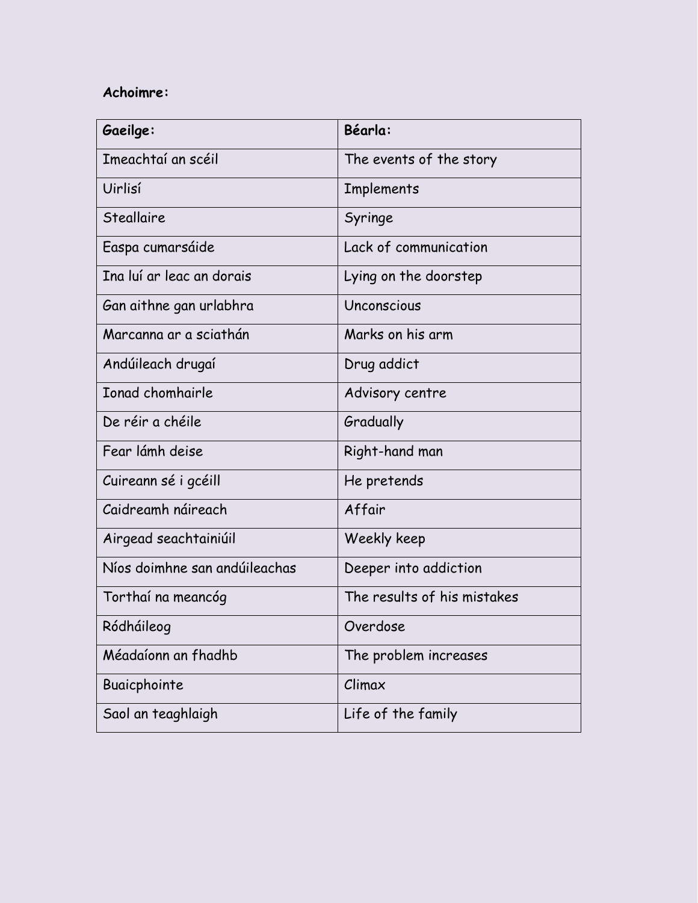**Achoimre:**

| **Gaeilge:** | **Béarla:** |
| --- | --- |
| Imeachtaí an scéil | The events of the story |
| Uirlisí | Implements |
| Steallaire | Syringe |
| Easpa cumarsáide | Lack of communication |
| Ina luí ar leac an dorais | Lying on the doorstep |
| Gan aithne gan urlabhra | Unconscious |
| Marcanna ar a sciathán | Marks on his arm |
| Andúileach drugaí | Drug addict |
| Ionad chomhairle | Advisory centre |
| De réir a chéile | Gradually |
| Fear lámh deise | Right-hand man |
| Cuireann sé i gcéill | He pretends |
| Caidreamh náireach | Affair |
| Airgead seachtainiúil | Weekly keep |
| Níos doimhne san andúileachas | Deeper into addiction |
| Torthaí na meancóg | The results of his mistakes |
| Ródháileog | Overdose |
| Méadaíonn an fhadhb | The problem increases |
| Buaicphointe | Climax |
| Saol an teaghlaigh | Life of the family |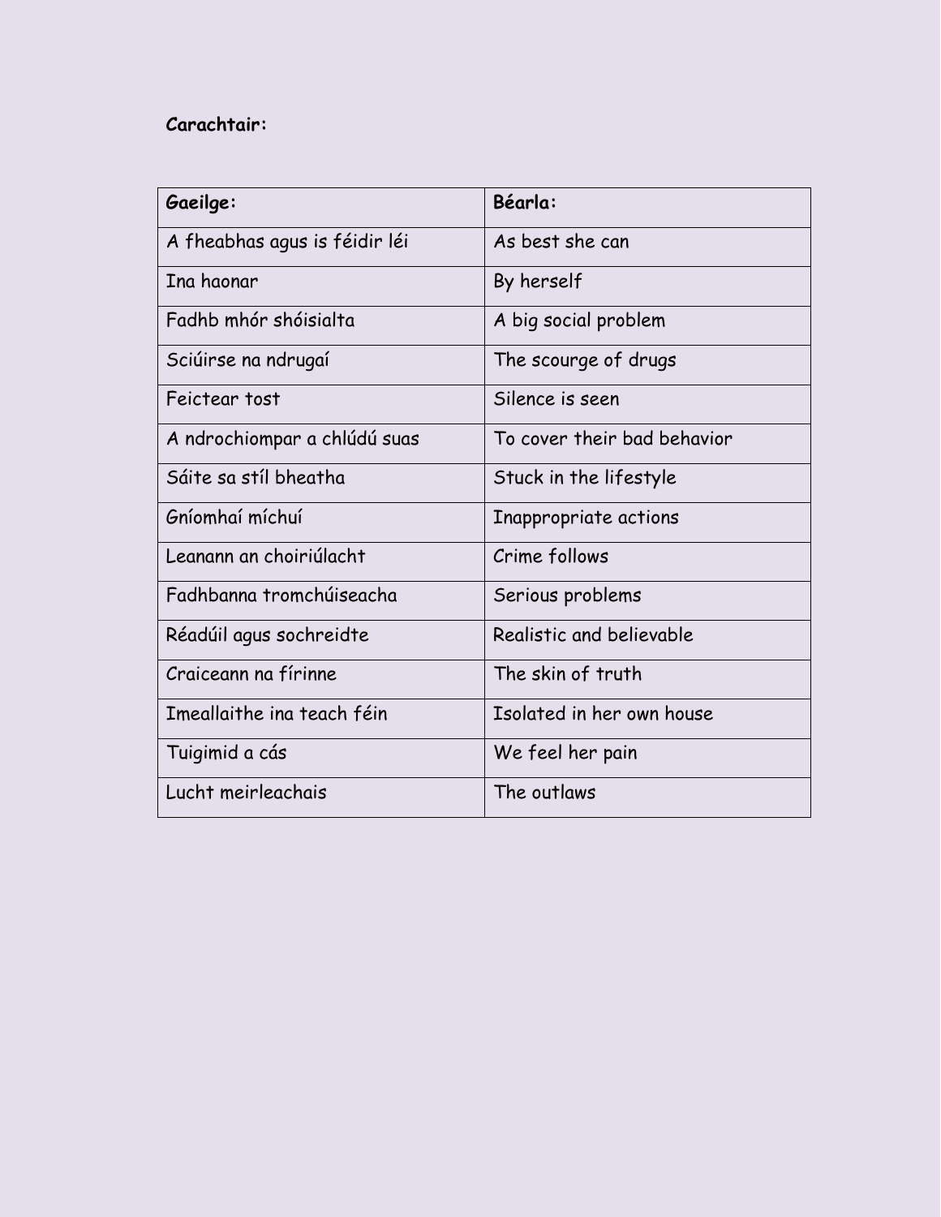**Carachtair:**

| **Gaeilge:** | **Béarla:** |
| --- | --- |
| A fheabhas agus is féidir léi | As best she can |
| Ina haonar | By herself |
| Fadhb mhór shóisialta | A big social problem |
| Sciúirse na ndrugaí | The scourge of drugs |
| Feictear tost | Silence is seen |
| A ndrochiompar a chlúdú suas | To cover their bad behavior |
| Sáite sa stíl bheatha | Stuck in the lifestyle |
| Gníomhaí míchuí | Inappropriate actions |
| Leanann an choiriúlacht | Crime follows |
| Fadhbanna tromchúiseacha | Serious problems |
| Réadúil agus sochreidte | Realistic and believable |
| Craiceann na fírinne | The skin of truth |
| Imeallaithe ina teach féin | Isolated in her own house |
| Tuigimid a cás | We feel her pain |
| Lucht meirleachais | The outlaws |